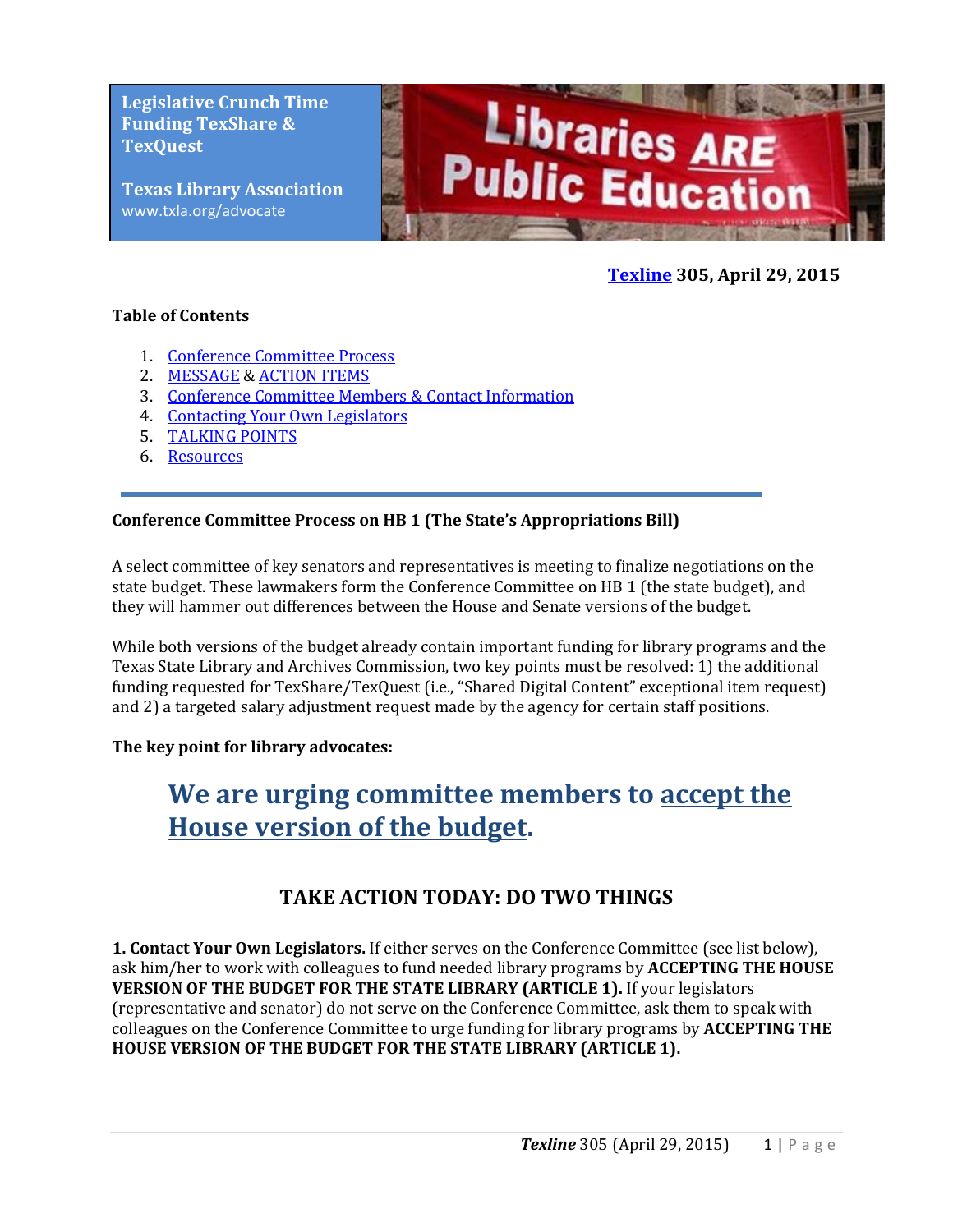**Legislative Crunch Time Funding TexShare & TexQuest**

**Texas Library Association**
www.txla.org/advocate

Libraries ARE Public Education

**[Texline](#) 305, April 29, 2015**

**Table of Contents**

1. [Conference Committee Process](#)
2. [MESSAGE](#) & [ACTION ITEMS](#)
3. [Conference Committee Members & Contact Information](#)
4. [Contacting Your Own Legislators](#)
5. [TALKING POINTS](#)
6. [Resources](#)

---

**Conference Committee Process on HB 1 (The State's Appropriations Bill)**

A select committee of key senators and representatives is meeting to finalize negotiations on the state budget. These lawmakers form the Conference Committee on HB 1 (the state budget), and they will hammer out differences between the House and Senate versions of the budget.

While both versions of the budget already contain important funding for library programs and the Texas State Library and Archives Commission, two key points must be resolved: 1) the additional funding requested for TexShare/TexQuest (i.e., "Shared Digital Content" exceptional item request) and 2) a targeted salary adjustment request made by the agency for certain staff positions.

**The key point for library advocates:**

## We are urging committee members to accept the House version of the budget.

## TAKE ACTION TODAY: DO TWO THINGS

**1. Contact Your Own Legislators.** If either serves on the Conference Committee (see list below), ask him/her to work with colleagues to fund needed library programs by **ACCEPTING THE HOUSE VERSION OF THE BUDGET FOR THE STATE LIBRARY (ARTICLE 1).** If your legislators (representative and senator) do not serve on the Conference Committee, ask them to speak with colleagues on the Conference Committee to urge funding for library programs by **ACCEPTING THE HOUSE VERSION OF THE BUDGET FOR THE STATE LIBRARY (ARTICLE 1).**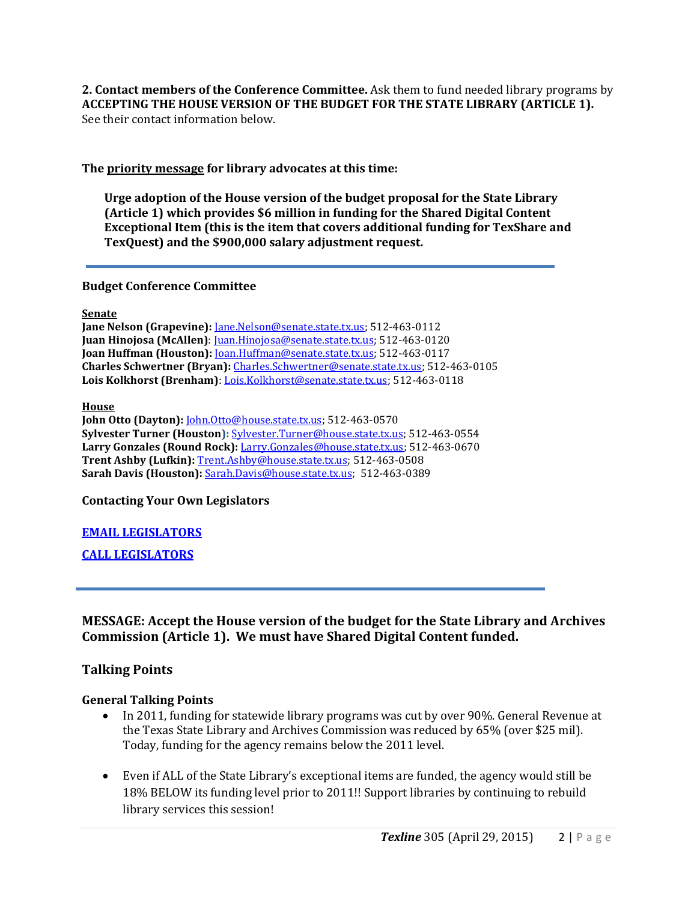**2. Contact members of the Conference Committee.** Ask them to fund needed library programs by **ACCEPTING THE HOUSE VERSION OF THE BUDGET FOR THE STATE LIBRARY (ARTICLE 1).** See their contact information below.

**The priority message for library advocates at this time:**

> **Urge adoption of the House version of the budget proposal for the State Library (Article 1) which provides $6 million in funding for the Shared Digital Content Exceptional Item (this is the item that covers additional funding for TexShare and TexQuest) and the $900,000 salary adjustment request.**

---

### Budget Conference Committee

**Senate**

**Jane Nelson (Grapevine):** Jane.Nelson@senate.state.tx.us; 512-463-0112
**Juan Hinojosa (McAllen)**: Juan.Hinojosa@senate.state.tx.us; 512-463-0120
**Joan Huffman (Houston):** Joan.Huffman@senate.state.tx.us; 512-463-0117
**Charles Schwertner (Bryan):** Charles.Schwertner@senate.state.tx.us; 512-463-0105
**Lois Kolkhorst (Brenham)**: Lois.Kolkhorst@senate.state.tx.us; 512-463-0118

**House**

**John Otto (Dayton):** John.Otto@house.state.tx.us; 512-463-0570
**Sylvester Turner (Houston):** Sylvester.Turner@house.state.tx.us; 512-463-0554
**Larry Gonzales (Round Rock):** Larry.Gonzales@house.state.tx.us; 512-463-0670
**Trent Ashby (Lufkin):** Trent.Ashby@house.state.tx.us; 512-463-0508
**Sarah Davis (Houston):** Sarah.Davis@house.state.tx.us; 512-463-0389

### Contacting Your Own Legislators

**EMAIL LEGISLATORS**

**CALL LEGISLATORS**

---

### MESSAGE: Accept the House version of the budget for the State Library and Archives Commission (Article 1). We must have Shared Digital Content funded.

## Talking Points

### General Talking Points

- In 2011, funding for statewide library programs was cut by over 90%. General Revenue at the Texas State Library and Archives Commission was reduced by 65% (over $25 mil). Today, funding for the agency remains below the 2011 level.
- Even if ALL of the State Library's exceptional items are funded, the agency would still be 18% BELOW its funding level prior to 2011!! Support libraries by continuing to rebuild library services this session!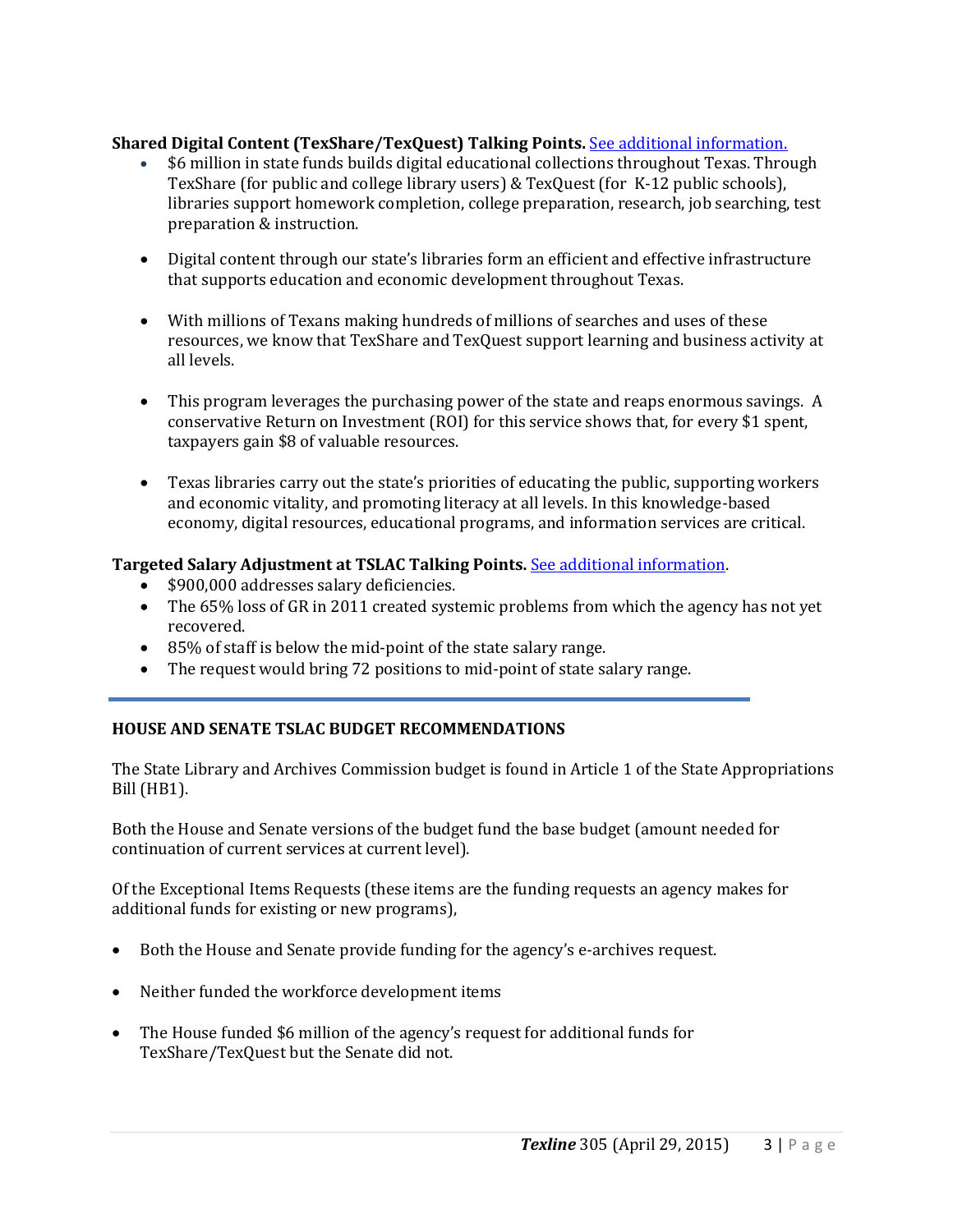**Shared Digital Content (TexShare/TexQuest) Talking Points.** [See additional information.]

- $6 million in state funds builds digital educational collections throughout Texas. Through TexShare (for public and college library users) & TexQuest (for K-12 public schools), libraries support homework completion, college preparation, research, job searching, test preparation & instruction.
- Digital content through our state's libraries form an efficient and effective infrastructure that supports education and economic development throughout Texas.
- With millions of Texans making hundreds of millions of searches and uses of these resources, we know that TexShare and TexQuest support learning and business activity at all levels.
- This program leverages the purchasing power of the state and reaps enormous savings. A conservative Return on Investment (ROI) for this service shows that, for every $1 spent, taxpayers gain $8 of valuable resources.
- Texas libraries carry out the state's priorities of educating the public, supporting workers and economic vitality, and promoting literacy at all levels. In this knowledge-based economy, digital resources, educational programs, and information services are critical.

**Targeted Salary Adjustment at TSLAC Talking Points.** [See additional information].

- $900,000 addresses salary deficiencies.
- The 65% loss of GR in 2011 created systemic problems from which the agency has not yet recovered.
- 85% of staff is below the mid-point of the state salary range.
- The request would bring 72 positions to mid-point of state salary range.

---

**HOUSE AND SENATE TSLAC BUDGET RECOMMENDATIONS**

The State Library and Archives Commission budget is found in Article 1 of the State Appropriations Bill (HB1).

Both the House and Senate versions of the budget fund the base budget (amount needed for continuation of current services at current level).

Of the Exceptional Items Requests (these items are the funding requests an agency makes for additional funds for existing or new programs),

- Both the House and Senate provide funding for the agency's e-archives request.
- Neither funded the workforce development items
- The House funded $6 million of the agency's request for additional funds for TexShare/TexQuest but the Senate did not.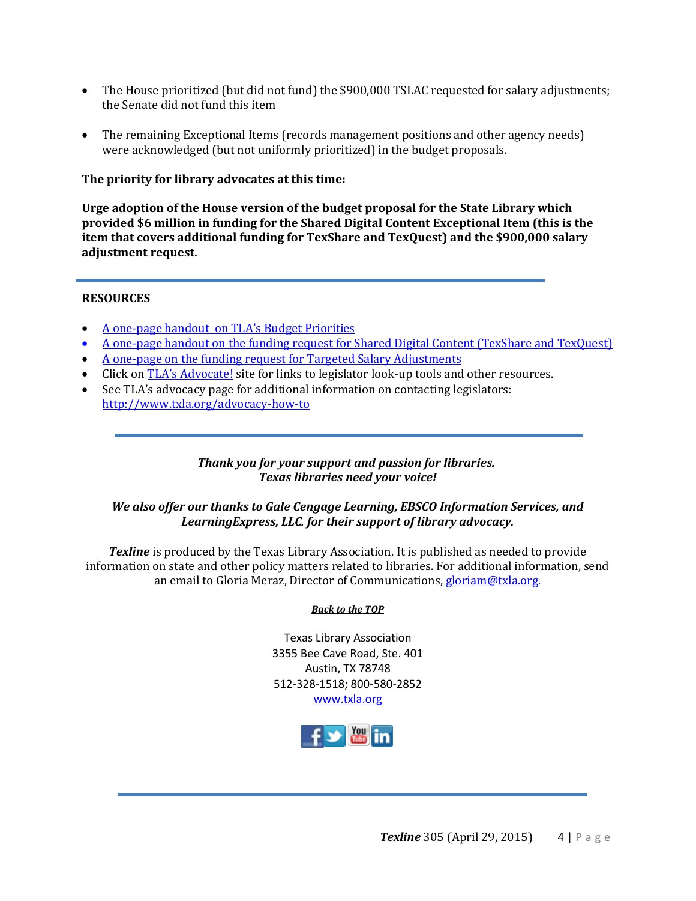- The House prioritized (but did not fund) the $900,000 TSLAC requested for salary adjustments; the Senate did not fund this item

- The remaining Exceptional Items (records management positions and other agency needs) were acknowledged (but not uniformly prioritized) in the budget proposals.

**The priority for library advocates at this time:**

**Urge adoption of the House version of the budget proposal for the State Library which provided $6 million in funding for the Shared Digital Content Exceptional Item (this is the item that covers additional funding for TexShare and TexQuest) and the $900,000 salary adjustment request.**

---

**RESOURCES**

- A one-page handout on TLA's Budget Priorities
- A one-page handout on the funding request for Shared Digital Content (TexShare and TexQuest)
- A one-page on the funding request for Targeted Salary Adjustments
- Click on TLA's Advocate! site for links to legislator look-up tools and other resources.
- See TLA's advocacy page for additional information on contacting legislators: http://www.txla.org/advocacy-how-to

---

***Thank you for your support and passion for libraries.***
***Texas libraries need your voice!***

***We also offer our thanks to Gale Cengage Learning, EBSCO Information Services, and LearningExpress, LLC. for their support of library advocacy.***

***Texline*** is produced by the Texas Library Association. It is published as needed to provide information on state and other policy matters related to libraries. For additional information, send an email to Gloria Meraz, Director of Communications, gloriam@txla.org.

***Back to the TOP***

Texas Library Association
3355 Bee Cave Road, Ste. 401
Austin, TX 78748
512-328-1518; 800-580-2852
www.txla.org

---